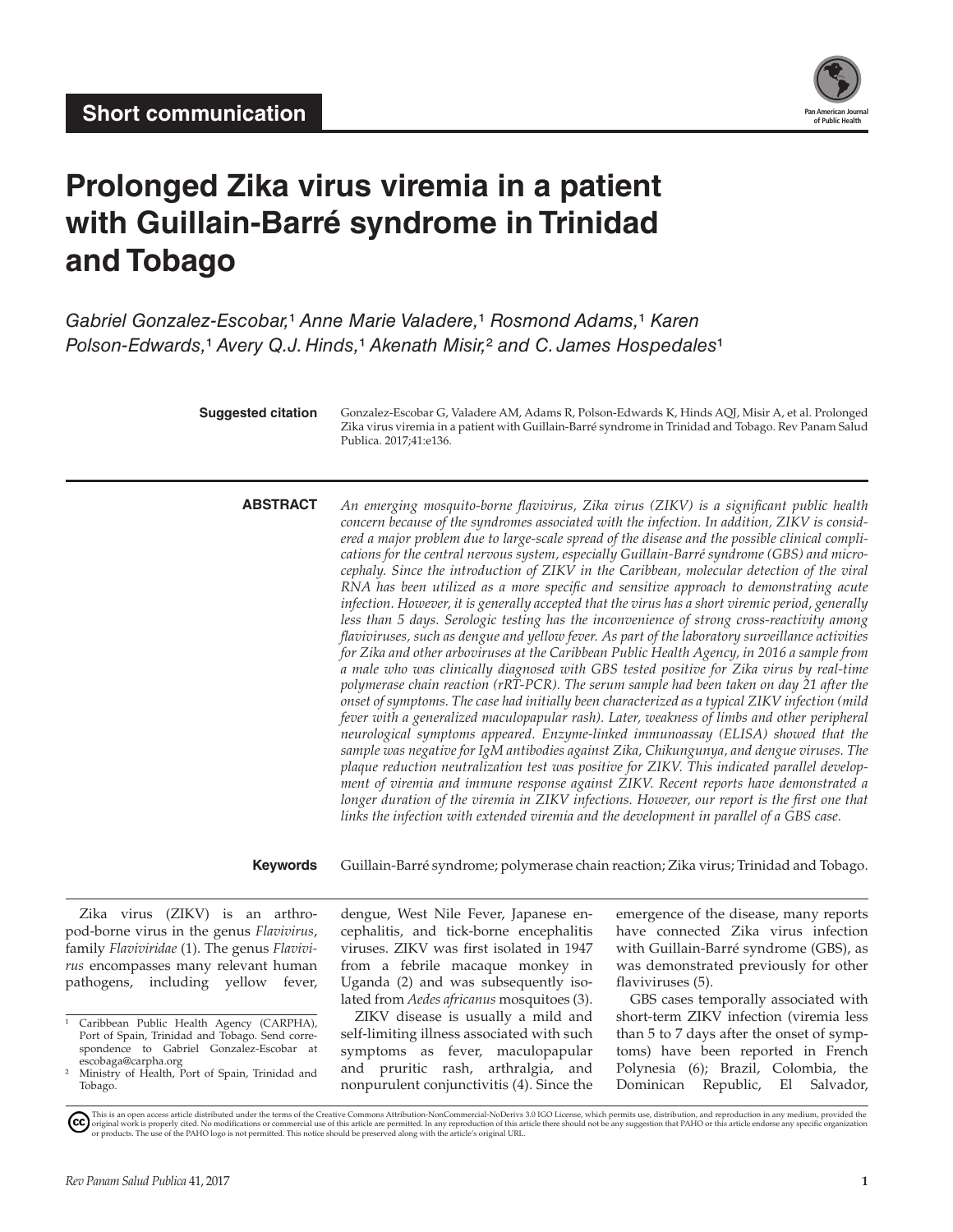Short communication

# Prolonged Zika virus viremia in a patient with Guillain-Barré syndrome in Trinidad and Tobago

*Gabriel Gonzalez-Escobar,[1] Anne Marie Valadere,[1] Rosmond Adams,[1] Karen Polson-Edwards,[1] Avery Q.J. Hinds,[1] Akenath Misir,[2] and C. James Hospedales[1]*

**Suggested citation** Gonzalez-Escobar G, Valadere AM, Adams R, Polson-Edwards K, Hinds AQJ, Misir A, et al. Prolonged Zika virus viremia in a patient with Guillain-Barré syndrome in Trinidad and Tobago. Rev Panam Salud Publica. 2017;41:e136.

**ABSTRACT** *An emerging mosquito-borne flavivirus, Zika virus (ZIKV) is a significant public health concern because of the syndromes associated with the infection. In addition, ZIKV is considered a major problem due to large-scale spread of the disease and the possible clinical complications for the central nervous system, especially Guillain-Barré syndrome (GBS) and microcephaly. Since the introduction of ZIKV in the Caribbean, molecular detection of the viral RNA has been utilized as a more specific and sensitive approach to demonstrating acute infection. However, it is generally accepted that the virus has a short viremic period, generally less than 5 days. Serologic testing has the inconvenience of strong cross-reactivity among flaviviruses, such as dengue and yellow fever. As part of the laboratory surveillance activities for Zika and other arboviruses at the Caribbean Public Health Agency, in 2016 a sample from a male who was clinically diagnosed with GBS tested positive for Zika virus by real-time polymerase chain reaction (rRT-PCR). The serum sample had been taken on day 21 after the onset of symptoms. The case had initially been characterized as a typical ZIKV infection (mild fever with a generalized maculopapular rash). Later, weakness of limbs and other peripheral neurological symptoms appeared. Enzyme-linked immunoassay (ELISA) showed that the sample was negative for IgM antibodies against Zika, Chikungunya, and dengue viruses. The plaque reduction neutralization test was positive for ZIKV. This indicated parallel development of viremia and immune response against ZIKV. Recent reports have demonstrated a longer duration of the viremia in ZIKV infections. However, our report is the first one that links the infection with extended viremia and the development in parallel of a GBS case.*

**Keywords** Guillain-Barré syndrome; polymerase chain reaction; Zika virus; Trinidad and Tobago.

Zika virus (ZIKV) is an arthropod-borne virus in the genus *Flavivirus*, family *Flaviviridae* (1). The genus *Flavivirus* encompasses many relevant human pathogens, including yellow fever, dengue, West Nile Fever, Japanese encephalitis, and tick-borne encephalitis viruses. ZIKV was first isolated in 1947 from a febrile macaque monkey in Uganda (2) and was subsequently isolated from *Aedes africanus* mosquitoes (3).

ZIKV disease is usually a mild and self-limiting illness associated with such symptoms as fever, maculopapular and pruritic rash, arthralgia, and nonpurulent conjunctivitis (4). Since the emergence of the disease, many reports have connected Zika virus infection with Guillain-Barré syndrome (GBS), as was demonstrated previously for other flaviviruses (5).

GBS cases temporally associated with short-term ZIKV infection (viremia less than 5 to 7 days after the onset of symptoms) have been reported in French Polynesia (6); Brazil, Colombia, the Dominican Republic, El Salvador,

[1] Caribbean Public Health Agency (CARPHA), Port of Spain, Trinidad and Tobago. Send correspondence to Gabriel Gonzalez-Escobar at escobaga@carpha.org

[2] Ministry of Health, Port of Spain, Trinidad and Tobago.

This is an open access article distributed under the terms of the Creative Commons Attribution-NonCommercial-NoDerivs 3.0 IGO License, which permits use, distribution, and reproduction in any medium, provided the original work is properly cited. No modifications or commercial use of this article are permitted. In any reproduction of this article there should not be any suggestion that PAHO or this article endorse any specific organization or products. The use of the PAHO logo is not permitted. This notice should be preserved along with the article's original URL.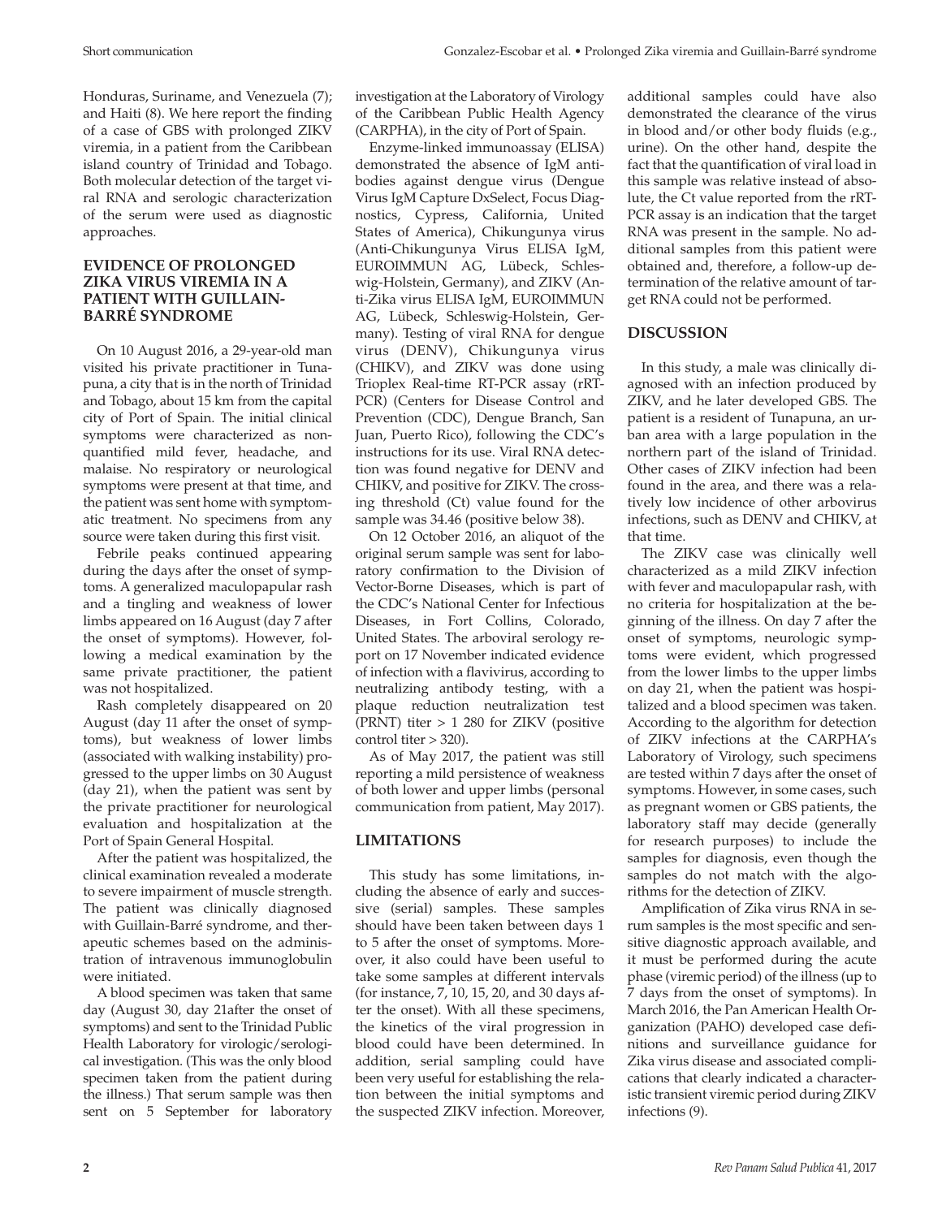Honduras, Suriname, and Venezuela (7); and Haiti (8). We here report the finding of a case of GBS with prolonged ZIKV viremia, in a patient from the Caribbean island country of Trinidad and Tobago. Both molecular detection of the target viral RNA and serologic characterization of the serum were used as diagnostic approaches.

## EVIDENCE OF PROLONGED ZIKA VIRUS VIREMIA IN A PATIENT WITH GUILLAIN-BARRÉ SYNDROME

On 10 August 2016, a 29-year-old man visited his private practitioner in Tunapuna, a city that is in the north of Trinidad and Tobago, about 15 km from the capital city of Port of Spain. The initial clinical symptoms were characterized as non-quantified mild fever, headache, and malaise. No respiratory or neurological symptoms were present at that time, and the patient was sent home with symptomatic treatment. No specimens from any source were taken during this first visit.

Febrile peaks continued appearing during the days after the onset of symptoms. A generalized maculopapular rash and a tingling and weakness of lower limbs appeared on 16 August (day 7 after the onset of symptoms). However, following a medical examination by the same private practitioner, the patient was not hospitalized.

Rash completely disappeared on 20 August (day 11 after the onset of symptoms), but weakness of lower limbs (associated with walking instability) progressed to the upper limbs on 30 August (day 21), when the patient was sent by the private practitioner for neurological evaluation and hospitalization at the Port of Spain General Hospital.

After the patient was hospitalized, the clinical examination revealed a moderate to severe impairment of muscle strength. The patient was clinically diagnosed with Guillain-Barré syndrome, and therapeutic schemes based on the administration of intravenous immunoglobulin were initiated.

A blood specimen was taken that same day (August 30, day 21after the onset of symptoms) and sent to the Trinidad Public Health Laboratory for virologic/serological investigation. (This was the only blood specimen taken from the patient during the illness.) That serum sample was then sent on 5 September for laboratory investigation at the Laboratory of Virology of the Caribbean Public Health Agency (CARPHA), in the city of Port of Spain.

Enzyme-linked immunoassay (ELISA) demonstrated the absence of IgM antibodies against dengue virus (Dengue Virus IgM Capture DxSelect, Focus Diagnostics, Cypress, California, United States of America), Chikungunya virus (Anti-Chikungunya Virus ELISA IgM, EUROIMMUN AG, Lübeck, Schleswig-Holstein, Germany), and ZIKV (Anti-Zika virus ELISA IgM, EUROIMMUN AG, Lübeck, Schleswig-Holstein, Germany). Testing of viral RNA for dengue virus (DENV), Chikungunya virus (CHIKV), and ZIKV was done using Trioplex Real-time RT-PCR assay (rRT-PCR) (Centers for Disease Control and Prevention (CDC), Dengue Branch, San Juan, Puerto Rico), following the CDC's instructions for its use. Viral RNA detection was found negative for DENV and CHIKV, and positive for ZIKV. The crossing threshold (Ct) value found for the sample was 34.46 (positive below 38).

On 12 October 2016, an aliquot of the original serum sample was sent for laboratory confirmation to the Division of Vector-Borne Diseases, which is part of the CDC's National Center for Infectious Diseases, in Fort Collins, Colorado, United States. The arboviral serology report on 17 November indicated evidence of infection with a flavivirus, according to neutralizing antibody testing, with a plaque reduction neutralization test (PRNT) titer > 1 280 for ZIKV (positive control titer > 320).

As of May 2017, the patient was still reporting a mild persistence of weakness of both lower and upper limbs (personal communication from patient, May 2017).

## LIMITATIONS

This study has some limitations, including the absence of early and successive (serial) samples. These samples should have been taken between days 1 to 5 after the onset of symptoms. Moreover, it also could have been useful to take some samples at different intervals (for instance, 7, 10, 15, 20, and 30 days after the onset). With all these specimens, the kinetics of the viral progression in blood could have been determined. In addition, serial sampling could have been very useful for establishing the relation between the initial symptoms and the suspected ZIKV infection. Moreover, additional samples could have also demonstrated the clearance of the virus in blood and/or other body fluids (e.g., urine). On the other hand, despite the fact that the quantification of viral load in this sample was relative instead of absolute, the Ct value reported from the rRT-PCR assay is an indication that the target RNA was present in the sample. No additional samples from this patient were obtained and, therefore, a follow-up determination of the relative amount of target RNA could not be performed.

## DISCUSSION

In this study, a male was clinically diagnosed with an infection produced by ZIKV, and he later developed GBS. The patient is a resident of Tunapuna, an urban area with a large population in the northern part of the island of Trinidad. Other cases of ZIKV infection had been found in the area, and there was a relatively low incidence of other arbovirus infections, such as DENV and CHIKV, at that time.

The ZIKV case was clinically well characterized as a mild ZIKV infection with fever and maculopapular rash, with no criteria for hospitalization at the beginning of the illness. On day 7 after the onset of symptoms, neurologic symptoms were evident, which progressed from the lower limbs to the upper limbs on day 21, when the patient was hospitalized and a blood specimen was taken. According to the algorithm for detection of ZIKV infections at the CARPHA's Laboratory of Virology, such specimens are tested within 7 days after the onset of symptoms. However, in some cases, such as pregnant women or GBS patients, the laboratory staff may decide (generally for research purposes) to include the samples for diagnosis, even though the samples do not match with the algorithms for the detection of ZIKV.

Amplification of Zika virus RNA in serum samples is the most specific and sensitive diagnostic approach available, and it must be performed during the acute phase (viremic period) of the illness (up to 7 days from the onset of symptoms). In March 2016, the Pan American Health Organization (PAHO) developed case definitions and surveillance guidance for Zika virus disease and associated complications that clearly indicated a characteristic transient viremic period during ZIKV infections (9).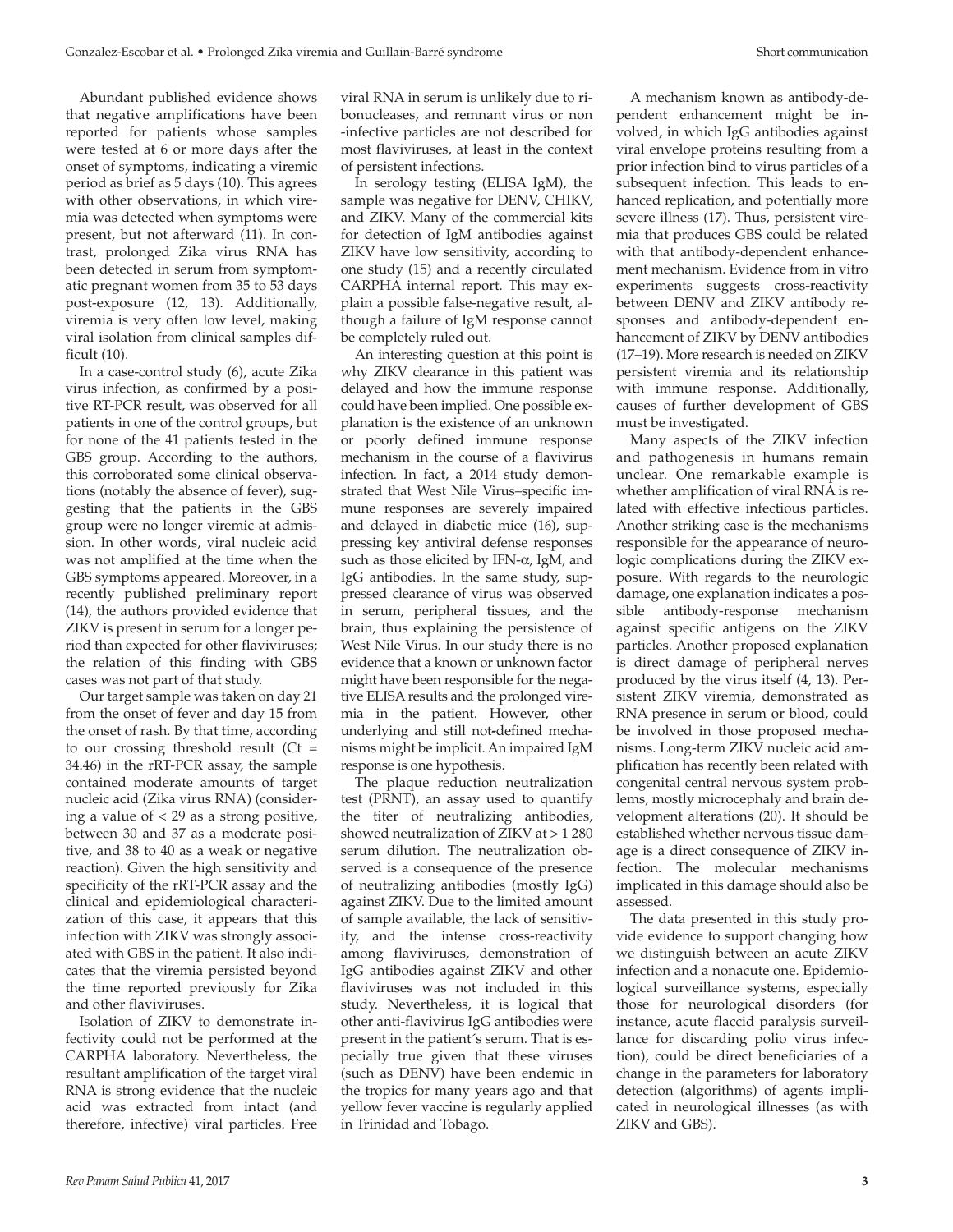Abundant published evidence shows that negative amplifications have been reported for patients whose samples were tested at 6 or more days after the onset of symptoms, indicating a viremic period as brief as 5 days (10). This agrees with other observations, in which viremia was detected when symptoms were present, but not afterward (11). In contrast, prolonged Zika virus RNA has been detected in serum from symptomatic pregnant women from 35 to 53 days post-exposure (12, 13). Additionally, viremia is very often low level, making viral isolation from clinical samples difficult (10).

In a case-control study (6), acute Zika virus infection, as confirmed by a positive RT-PCR result, was observed for all patients in one of the control groups, but for none of the 41 patients tested in the GBS group. According to the authors, this corroborated some clinical observations (notably the absence of fever), suggesting that the patients in the GBS group were no longer viremic at admission. In other words, viral nucleic acid was not amplified at the time when the GBS symptoms appeared. Moreover, in a recently published preliminary report (14), the authors provided evidence that ZIKV is present in serum for a longer period than expected for other flaviviruses; the relation of this finding with GBS cases was not part of that study.

Our target sample was taken on day 21 from the onset of fever and day 15 from the onset of rash. By that time, according to our crossing threshold result (Ct = 34.46) in the rRT-PCR assay, the sample contained moderate amounts of target nucleic acid (Zika virus RNA) (considering a value of < 29 as a strong positive, between 30 and 37 as a moderate positive, and 38 to 40 as a weak or negative reaction). Given the high sensitivity and specificity of the rRT-PCR assay and the clinical and epidemiological characterization of this case, it appears that this infection with ZIKV was strongly associated with GBS in the patient. It also indicates that the viremia persisted beyond the time reported previously for Zika and other flaviviruses.

Isolation of ZIKV to demonstrate infectivity could not be performed at the CARPHA laboratory. Nevertheless, the resultant amplification of the target viral RNA is strong evidence that the nucleic acid was extracted from intact (and therefore, infective) viral particles. Free viral RNA in serum is unlikely due to ribonucleases, and remnant virus or non-infective particles are not described for most flaviviruses, at least in the context of persistent infections.

In serology testing (ELISA IgM), the sample was negative for DENV, CHIKV, and ZIKV. Many of the commercial kits for detection of IgM antibodies against ZIKV have low sensitivity, according to one study (15) and a recently circulated CARPHA internal report. This may explain a possible false-negative result, although a failure of IgM response cannot be completely ruled out.

An interesting question at this point is why ZIKV clearance in this patient was delayed and how the immune response could have been implied. One possible explanation is the existence of an unknown or poorly defined immune response mechanism in the course of a flavivirus infection. In fact, a 2014 study demonstrated that West Nile Virus–specific immune responses are severely impaired and delayed in diabetic mice (16), suppressing key antiviral defense responses such as those elicited by IFN-α, IgM, and IgG antibodies. In the same study, suppressed clearance of virus was observed in serum, peripheral tissues, and the brain, thus explaining the persistence of West Nile Virus. In our study there is no evidence that a known or unknown factor might have been responsible for the negative ELISA results and the prolonged viremia in the patient. However, other underlying and still not-defined mechanisms might be implicit. An impaired IgM response is one hypothesis.

The plaque reduction neutralization test (PRNT), an assay used to quantify the titer of neutralizing antibodies, showed neutralization of ZIKV at > 1 280 serum dilution. The neutralization observed is a consequence of the presence of neutralizing antibodies (mostly IgG) against ZIKV. Due to the limited amount of sample available, the lack of sensitivity, and the intense cross-reactivity among flaviviruses, demonstration of IgG antibodies against ZIKV and other flaviviruses was not included in this study. Nevertheless, it is logical that other anti-flavivirus IgG antibodies were present in the patient´s serum. That is especially true given that these viruses (such as DENV) have been endemic in the tropics for many years ago and that yellow fever vaccine is regularly applied in Trinidad and Tobago.

A mechanism known as antibody-dependent enhancement might be involved, in which IgG antibodies against viral envelope proteins resulting from a prior infection bind to virus particles of a subsequent infection. This leads to enhanced replication, and potentially more severe illness (17). Thus, persistent viremia that produces GBS could be related with that antibody-dependent enhancement mechanism. Evidence from in vitro experiments suggests cross-reactivity between DENV and ZIKV antibody responses and antibody-dependent enhancement of ZIKV by DENV antibodies (17–19). More research is needed on ZIKV persistent viremia and its relationship with immune response. Additionally, causes of further development of GBS must be investigated.

Many aspects of the ZIKV infection and pathogenesis in humans remain unclear. One remarkable example is whether amplification of viral RNA is related with effective infectious particles. Another striking case is the mechanisms responsible for the appearance of neurologic complications during the ZIKV exposure. With regards to the neurologic damage, one explanation indicates a possible antibody-response mechanism against specific antigens on the ZIKV particles. Another proposed explanation is direct damage of peripheral nerves produced by the virus itself (4, 13). Persistent ZIKV viremia, demonstrated as RNA presence in serum or blood, could be involved in those proposed mechanisms. Long-term ZIKV nucleic acid amplification has recently been related with congenital central nervous system problems, mostly microcephaly and brain development alterations (20). It should be established whether nervous tissue damage is a direct consequence of ZIKV infection. The molecular mechanisms implicated in this damage should also be assessed.

The data presented in this study provide evidence to support changing how we distinguish between an acute ZIKV infection and a nonacute one. Epidemiological surveillance systems, especially those for neurological disorders (for instance, acute flaccid paralysis surveillance for discarding polio virus infection), could be direct beneficiaries of a change in the parameters for laboratory detection (algorithms) of agents implicated in neurological illnesses (as with ZIKV and GBS).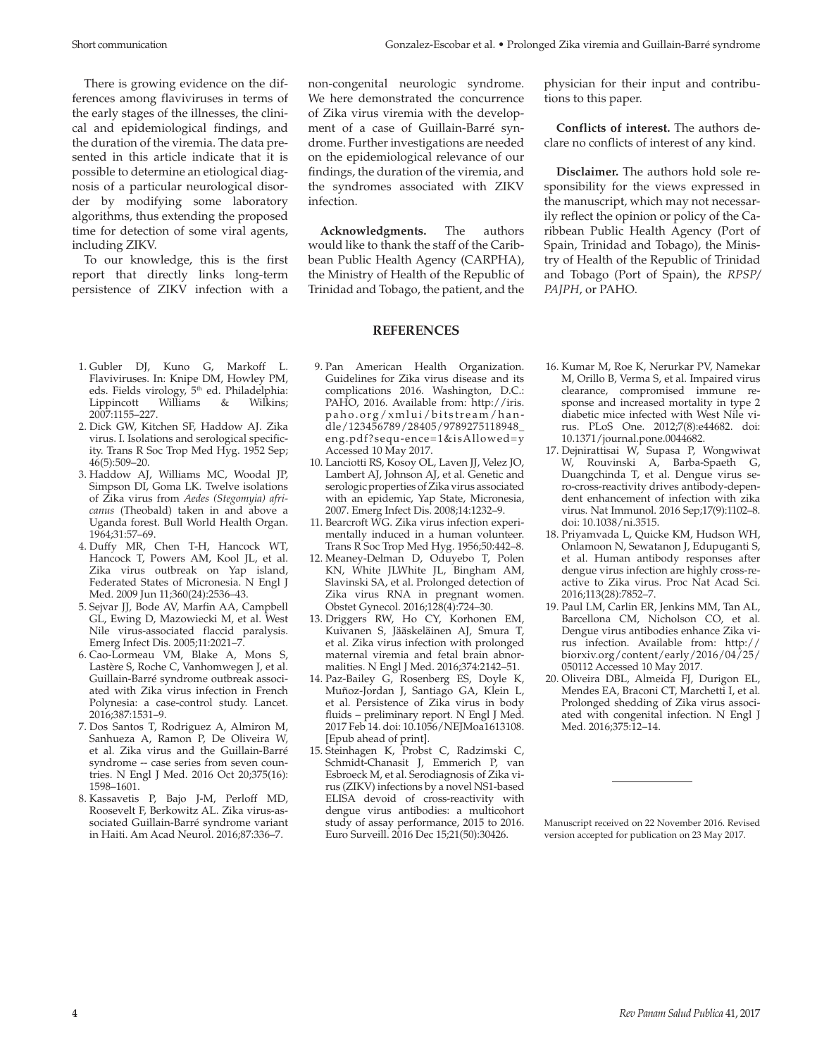There is growing evidence on the differences among flaviviruses in terms of the early stages of the illnesses, the clinical and epidemiological findings, and the duration of the viremia. The data presented in this article indicate that it is possible to determine an etiological diagnosis of a particular neurological disorder by modifying some laboratory algorithms, thus extending the proposed time for detection of some viral agents, including ZIKV.

To our knowledge, this is the first report that directly links long-term persistence of ZIKV infection with a non-congenital neurologic syndrome. We here demonstrated the concurrence of Zika virus viremia with the development of a case of Guillain-Barré syndrome. Further investigations are needed on the epidemiological relevance of our findings, the duration of the viremia, and the syndromes associated with ZIKV infection.

**Acknowledgments.** The authors would like to thank the staff of the Caribbean Public Health Agency (CARPHA), the Ministry of Health of the Republic of Trinidad and Tobago, the patient, and the physician for their input and contributions to this paper.

**Conflicts of interest.** The authors declare no conflicts of interest of any kind.

**Disclaimer.** The authors hold sole responsibility for the views expressed in the manuscript, which may not necessarily reflect the opinion or policy of the Caribbean Public Health Agency (Port of Spain, Trinidad and Tobago), the Ministry of Health of the Republic of Trinidad and Tobago (Port of Spain), the *RPSP/PAJPH*, or PAHO.

## REFERENCES

1. Gubler DJ, Kuno G, Markoff L. Flaviviruses. In: Knipe DM, Howley PM, eds. Fields virology, 5th ed. Philadelphia: Lippincott Williams & Wilkins; 2007:1155–227.
2. Dick GW, Kitchen SF, Haddow AJ. Zika virus. I. Isolations and serological specificity. Trans R Soc Trop Med Hyg. 1952 Sep; 46(5):509–20.
3. Haddow AJ, Williams MC, Woodal JP, Simpson DI, Goma LK. Twelve isolations of Zika virus from *Aedes (Stegomyia) africanus* (Theobald) taken in and above a Uganda forest. Bull World Health Organ. 1964;31:57–69.
4. Duffy MR, Chen T-H, Hancock WT, Hancock T, Powers AM, Kool JL, et al. Zika virus outbreak on Yap island, Federated States of Micronesia. N Engl J Med. 2009 Jun 11;360(24):2536–43.
5. Sejvar JJ, Bode AV, Marfin AA, Campbell GL, Ewing D, Mazowiecki M, et al. West Nile virus-associated flaccid paralysis. Emerg Infect Dis. 2005;11:2021–7.
6. Cao-Lormeau VM, Blake A, Mons S, Lastère S, Roche C, Vanhomwegen J, et al. Guillain-Barré syndrome outbreak associated with Zika virus infection in French Polynesia: a case-control study. Lancet. 2016;387:1531–9.
7. Dos Santos T, Rodriguez A, Almiron M, Sanhueza A, Ramon P, De Oliveira W, et al. Zika virus and the Guillain-Barré syndrome -- case series from seven countries. N Engl J Med. 2016 Oct 20;375(16): 1598–1601.
8. Kassavetis P, Bajo J-M, Perloff MD, Roosevelt F, Berkowitz AL. Zika virus-associated Guillain-Barré syndrome variant in Haiti. Am Acad Neurol. 2016;87:336–7.
9. Pan American Health Organization. Guidelines for Zika virus disease and its complications 2016. Washington, D.C.: PAHO, 2016. Available from: http://iris.paho.org/xmlui/bitstream/handle/123456789/28405/9789275118948_eng.pdf?sequ-ence=1&isAllowed=y Accessed 10 May 2017.
10. Lanciotti RS, Kosoy OL, Laven JJ, Velez JO, Lambert AJ, Johnson AJ, et al. Genetic and serologic properties of Zika virus associated with an epidemic, Yap State, Micronesia, 2007. Emerg Infect Dis. 2008;14:1232–9.
11. Bearcroft WG. Zika virus infection experimentally induced in a human volunteer. Trans R Soc Trop Med Hyg. 1956;50:442–8.
12. Meaney-Delman D, Oduyebo T, Polen KN, White JLWhite JL, Bingham AM, Slavinski SA, et al. Prolonged detection of Zika virus RNA in pregnant women. Obstet Gynecol. 2016;128(4):724–30.
13. Driggers RW, Ho CY, Korhonen EM, Kuivanen S, Jääskeläinen AJ, Smura T, et al. Zika virus infection with prolonged maternal viremia and fetal brain abnormalities. N Engl J Med. 2016;374:2142–51.
14. Paz-Bailey G, Rosenberg ES, Doyle K, Muñoz-Jordan J, Santiago GA, Klein L, et al. Persistence of Zika virus in body fluids – preliminary report. N Engl J Med. 2017 Feb 14. doi: 10.1056/NEJMoa1613108. [Epub ahead of print].
15. Steinhagen K, Probst C, Radzimski C, Schmidt-Chanasit J, Emmerich P, van Esbroeck M, et al. Serodiagnosis of Zika virus (ZIKV) infections by a novel NS1-based ELISA devoid of cross-reactivity with dengue virus antibodies: a multicohort study of assay performance, 2015 to 2016. Euro Surveill. 2016 Dec 15;21(50):30426.
16. Kumar M, Roe K, Nerurkar PV, Namekar M, Orillo B, Verma S, et al. Impaired virus clearance, compromised immune response and increased mortality in type 2 diabetic mice infected with West Nile virus. PLoS One. 2012;7(8):e44682. doi: 10.1371/journal.pone.0044682.
17. Dejnirattisai W, Supasa P, Wongwiwat W, Rouvinski A, Barba-Spaeth G, Duangchinda T, et al. Dengue virus sero-cross-reactivity drives antibody-dependent enhancement of infection with zika virus. Nat Immunol. 2016 Sep;17(9):1102–8. doi: 10.1038/ni.3515.
18. Priyamvada L, Quicke KM, Hudson WH, Onlamoon N, Sewatanon J, Edupuganti S, et al. Human antibody responses after dengue virus infection are highly cross-reactive to Zika virus. Proc Nat Acad Sci. 2016;113(28):7852–7.
19. Paul LM, Carlin ER, Jenkins MM, Tan AL, Barcellona CM, Nicholson CO, et al. Dengue virus antibodies enhance Zika virus infection. Available from: http://biorxiv.org/content/early/2016/04/25/050112 Accessed 10 May 2017.
20. Oliveira DBL, Almeida FJ, Durigon EL, Mendes EA, Braconi CT, Marchetti I, et al. Prolonged shedding of Zika virus associated with congenital infection. N Engl J Med. 2016;375:12–14.

---

Manuscript received on 22 November 2016. Revised version accepted for publication on 23 May 2017.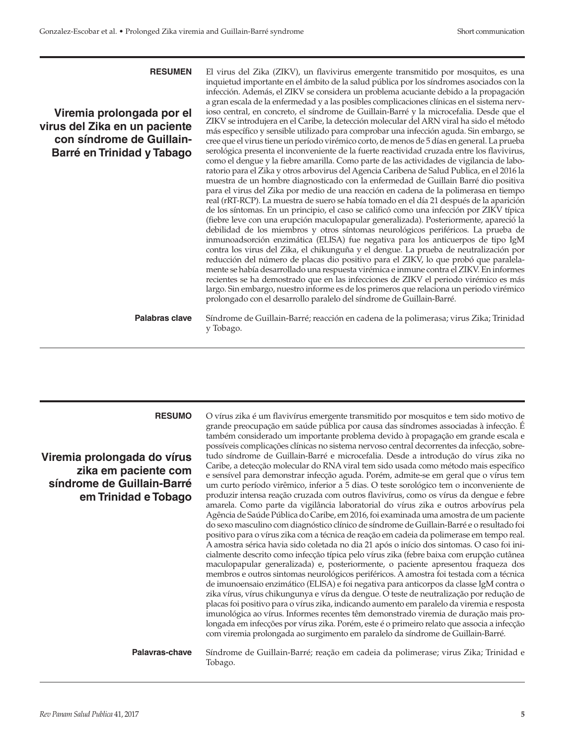## RESUMEN

### Viremia prolongada por el virus del Zika en un paciente con síndrome de Guillain-Barré en Trinidad y Tabago

El virus del Zika (ZIKV), un flavivirus emergente transmitido por mosquitos, es una inquietud importante en el ámbito de la salud pública por los síndromes asociados con la infección. Además, el ZIKV se considera un problema acuciante debido a la propagación a gran escala de la enfermedad y a las posibles complicaciones clínicas en el sistema nervioso central, en concreto, el síndrome de Guillain-Barré y la microcefalia. Desde que el ZIKV se introdujera en el Caribe, la detección molecular del ARN viral ha sido el método más específico y sensible utilizado para comprobar una infección aguda. Sin embargo, se cree que el virus tiene un período virémico corto, de menos de 5 días en general. La prueba serológica presenta el inconveniente de la fuerte reactividad cruzada entre los flavivirus, como el dengue y la fiebre amarilla. Como parte de las actividades de vigilancia de laboratorio para el Zika y otros arbovirus del Agencia Caribena de Salud Publica, en el 2016 la muestra de un hombre diagnosticado con la enfermedad de Guillain Barré dio positiva para el virus del Zika por medio de una reacción en cadena de la polimerasa en tiempo real (rRT-RCP). La muestra de suero se había tomado en el día 21 después de la aparición de los síntomas. En un principio, el caso se calificó como una infección por ZIKV típica (fiebre leve con una erupción maculopapular generalizada). Posteriormente, apareció la debilidad de los miembros y otros síntomas neurológicos periféricos. La prueba de inmunoadsorción enzimática (ELISA) fue negativa para los anticuerpos de tipo IgM contra los virus del Zika, el chikunguña y el dengue. La prueba de neutralización por reducción del número de placas dio positivo para el ZIKV, lo que probó que paralelamente se había desarrollado una respuesta virémica e inmune contra el ZIKV. En informes recientes se ha demostrado que en las infecciones de ZIKV el periodo virémico es más largo. Sin embargo, nuestro informe es de los primeros que relaciona un periodo virémico prolongado con el desarrollo paralelo del síndrome de Guillain-Barré.

**Palabras clave** Síndrome de Guillain-Barré; reacción en cadena de la polimerasa; virus Zika; Trinidad y Tobago.

## RESUMO

### Viremia prolongada do vírus zika em paciente com síndrome de Guillain-Barré em Trinidad e Tobago

O vírus zika é um flavivírus emergente transmitido por mosquitos e tem sido motivo de grande preocupação em saúde pública por causa das síndromes associadas à infecção. É também considerado um importante problema devido à propagação em grande escala e possíveis complicações clínicas no sistema nervoso central decorrentes da infecção, sobretudo síndrome de Guillain-Barré e microcefalia. Desde a introdução do vírus zika no Caribe, a detecção molecular do RNA viral tem sido usada como método mais específico e sensível para demonstrar infecção aguda. Porém, admite-se em geral que o vírus tem um curto período virêmico, inferior a 5 dias. O teste sorológico tem o inconveniente de produzir intensa reação cruzada com outros flavivírus, como os vírus da dengue e febre amarela. Como parte da vigilância laboratorial do vírus zika e outros arbovírus pela Agência de Saúde Pública do Caribe, em 2016, foi examinada uma amostra de um paciente do sexo masculino com diagnóstico clínico de síndrome de Guillain-Barré e o resultado foi positivo para o vírus zika com a técnica de reação em cadeia da polimerase em tempo real. A amostra sérica havia sido coletada no dia 21 após o início dos sintomas. O caso foi inicialmente descrito como infecção típica pelo vírus zika (febre baixa com erupção cutânea maculopapular generalizada) e, posteriormente, o paciente apresentou fraqueza dos membros e outros sintomas neurológicos periféricos. A amostra foi testada com a técnica de imunoensaio enzimático (ELISA) e foi negativa para anticorpos da classe IgM contra o zika vírus, vírus chikungunya e vírus da dengue. O teste de neutralização por redução de placas foi positivo para o vírus zika, indicando aumento em paralelo da viremia e resposta imunológica ao vírus. Informes recentes têm demonstrado viremia de duração mais prolongada em infecções por vírus zika. Porém, este é o primeiro relato que associa a infecção com viremia prolongada ao surgimento em paralelo da síndrome de Guillain-Barré.

**Palavras-chave** Síndrome de Guillain-Barré; reação em cadeia da polimerase; virus Zika; Trinidad e Tobago.